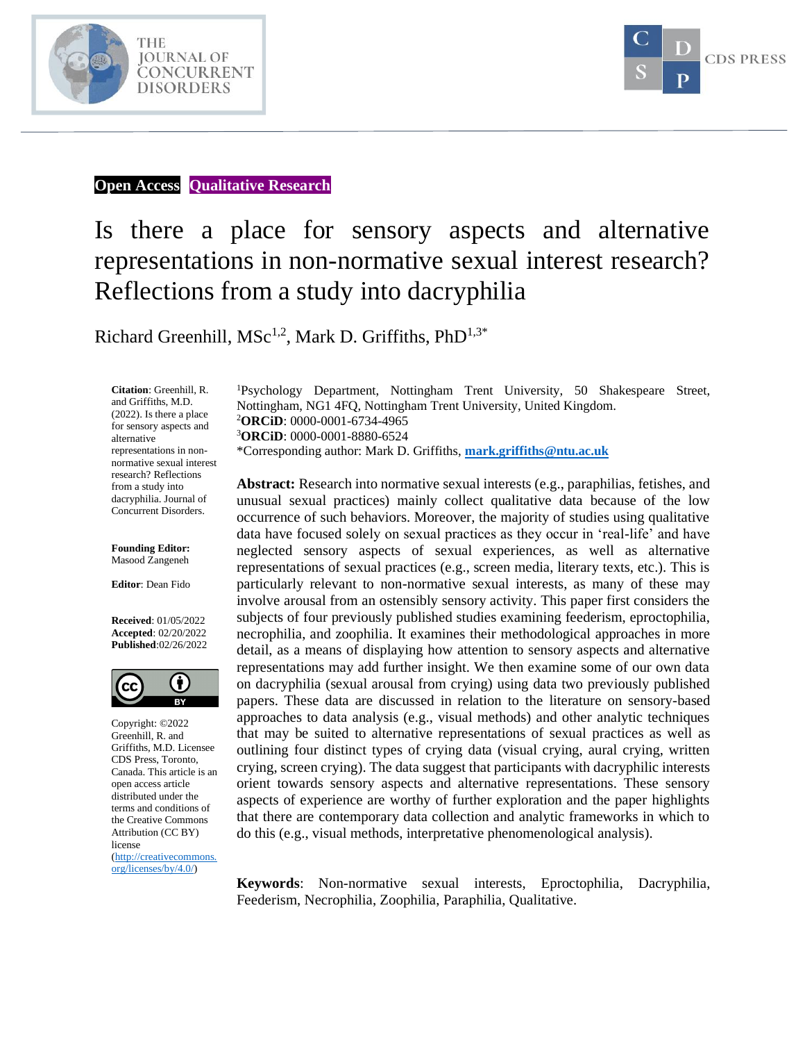**Open Access** **Qualitative Research**

# Is there a place for sensory aspects and alternative representations in non-normative sexual interest research? Reflections from a study into dacryphilia

Richard Greenhill, MSc[1,2], Mark D. Griffiths, PhD[1,3*]

**Citation**: Greenhill, R. and Griffiths, M.D. (2022). Is there a place for sensory aspects and alternative representations in non-normative sexual interest research? Reflections from a study into dacryphilia. Journal of Concurrent Disorders.

**Founding Editor:** Masood Zangeneh

**Editor**: Dean Fido

**Received**: 01/05/2022
**Accepted**: 02/20/2022
**Published**:02/26/2022

Copyright: ©2022 Greenhill, R. and Griffiths, M.D. Licensee CDS Press, Toronto, Canada. This article is an open access article distributed under the terms and conditions of the Creative Commons Attribution (CC BY) license (http://creativecommons.org/licenses/by/4.0/)

[1]Psychology Department, Nottingham Trent University, 50 Shakespeare Street, Nottingham, NG1 4FQ, Nottingham Trent University, United Kingdom.
[2]**ORCiD**: 0000-0001-6734-4965
[3]**ORCiD**: 0000-0001-8880-6524
*Corresponding author: Mark D. Griffiths, **mark.griffiths@ntu.ac.uk**

**Abstract:** Research into normative sexual interests (e.g., paraphilias, fetishes, and unusual sexual practices) mainly collect qualitative data because of the low occurrence of such behaviors. Moreover, the majority of studies using qualitative data have focused solely on sexual practices as they occur in 'real-life' and have neglected sensory aspects of sexual experiences, as well as alternative representations of sexual practices (e.g., screen media, literary texts, etc.). This is particularly relevant to non-normative sexual interests, as many of these may involve arousal from an ostensibly sensory activity. This paper first considers the subjects of four previously published studies examining feederism, eproctophilia, necrophilia, and zoophilia. It examines their methodological approaches in more detail, as a means of displaying how attention to sensory aspects and alternative representations may add further insight. We then examine some of our own data on dacryphilia (sexual arousal from crying) using data two previously published papers. These data are discussed in relation to the literature on sensory-based approaches to data analysis (e.g., visual methods) and other analytic techniques that may be suited to alternative representations of sexual practices as well as outlining four distinct types of crying data (visual crying, aural crying, written crying, screen crying). The data suggest that participants with dacryphilic interests orient towards sensory aspects and alternative representations. These sensory aspects of experience are worthy of further exploration and the paper highlights that there are contemporary data collection and analytic frameworks in which to do this (e.g., visual methods, interpretative phenomenological analysis).

**Keywords**: Non-normative sexual interests, Eproctophilia, Dacryphilia, Feederism, Necrophilia, Zoophilia, Paraphilia, Qualitative.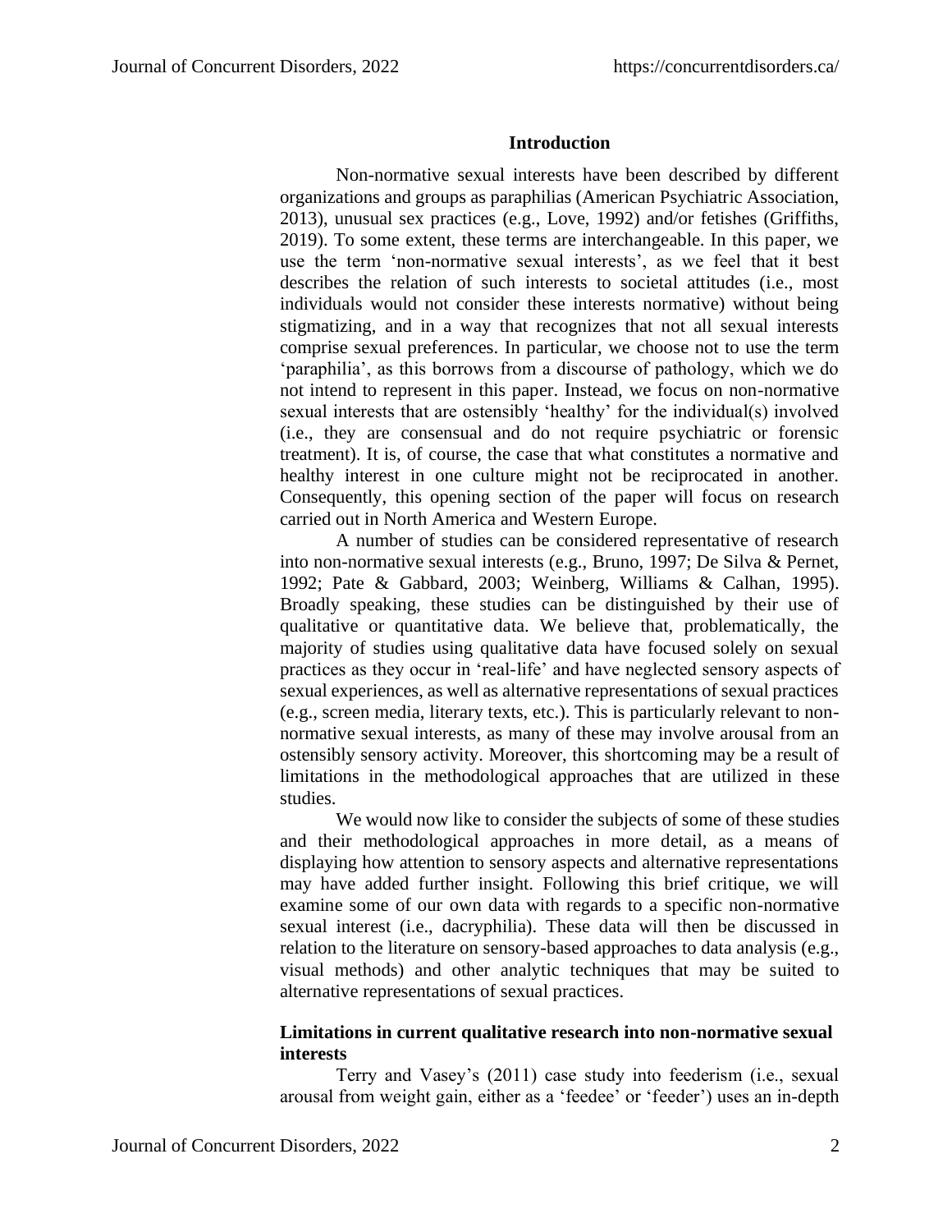## Introduction

Non-normative sexual interests have been described by different organizations and groups as paraphilias (American Psychiatric Association, 2013), unusual sex practices (e.g., Love, 1992) and/or fetishes (Griffiths, 2019). To some extent, these terms are interchangeable. In this paper, we use the term 'non-normative sexual interests', as we feel that it best describes the relation of such interests to societal attitudes (i.e., most individuals would not consider these interests normative) without being stigmatizing, and in a way that recognizes that not all sexual interests comprise sexual preferences. In particular, we choose not to use the term 'paraphilia', as this borrows from a discourse of pathology, which we do not intend to represent in this paper. Instead, we focus on non-normative sexual interests that are ostensibly 'healthy' for the individual(s) involved (i.e., they are consensual and do not require psychiatric or forensic treatment). It is, of course, the case that what constitutes a normative and healthy interest in one culture might not be reciprocated in another. Consequently, this opening section of the paper will focus on research carried out in North America and Western Europe.

A number of studies can be considered representative of research into non-normative sexual interests (e.g., Bruno, 1997; De Silva & Pernet, 1992; Pate & Gabbard, 2003; Weinberg, Williams & Calhan, 1995). Broadly speaking, these studies can be distinguished by their use of qualitative or quantitative data. We believe that, problematically, the majority of studies using qualitative data have focused solely on sexual practices as they occur in 'real-life' and have neglected sensory aspects of sexual experiences, as well as alternative representations of sexual practices (e.g., screen media, literary texts, etc.). This is particularly relevant to non-normative sexual interests, as many of these may involve arousal from an ostensibly sensory activity. Moreover, this shortcoming may be a result of limitations in the methodological approaches that are utilized in these studies.

We would now like to consider the subjects of some of these studies and their methodological approaches in more detail, as a means of displaying how attention to sensory aspects and alternative representations may have added further insight. Following this brief critique, we will examine some of our own data with regards to a specific non-normative sexual interest (i.e., dacryphilia). These data will then be discussed in relation to the literature on sensory-based approaches to data analysis (e.g., visual methods) and other analytic techniques that may be suited to alternative representations of sexual practices.

### Limitations in current qualitative research into non-normative sexual interests

Terry and Vasey's (2011) case study into feederism (i.e., sexual arousal from weight gain, either as a 'feedee' or 'feeder') uses an in-depth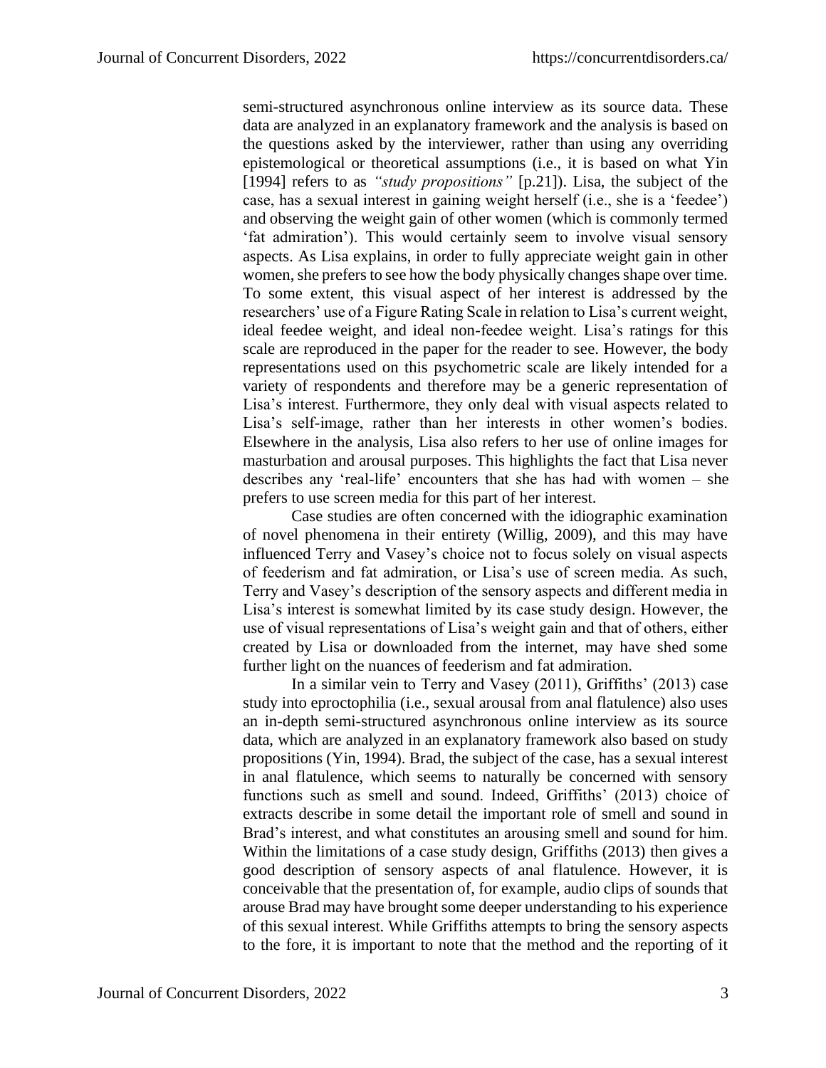semi-structured asynchronous online interview as its source data. These data are analyzed in an explanatory framework and the analysis is based on the questions asked by the interviewer, rather than using any overriding epistemological or theoretical assumptions (i.e., it is based on what Yin [1994] refers to as *"study propositions"* [p.21]). Lisa, the subject of the case, has a sexual interest in gaining weight herself (i.e., she is a 'feedee') and observing the weight gain of other women (which is commonly termed 'fat admiration'). This would certainly seem to involve visual sensory aspects. As Lisa explains, in order to fully appreciate weight gain in other women, she prefers to see how the body physically changes shape over time. To some extent, this visual aspect of her interest is addressed by the researchers' use of a Figure Rating Scale in relation to Lisa's current weight, ideal feedee weight, and ideal non-feedee weight. Lisa's ratings for this scale are reproduced in the paper for the reader to see. However, the body representations used on this psychometric scale are likely intended for a variety of respondents and therefore may be a generic representation of Lisa's interest. Furthermore, they only deal with visual aspects related to Lisa's self-image, rather than her interests in other women's bodies. Elsewhere in the analysis, Lisa also refers to her use of online images for masturbation and arousal purposes. This highlights the fact that Lisa never describes any 'real-life' encounters that she has had with women – she prefers to use screen media for this part of her interest.

Case studies are often concerned with the idiographic examination of novel phenomena in their entirety (Willig, 2009), and this may have influenced Terry and Vasey's choice not to focus solely on visual aspects of feederism and fat admiration, or Lisa's use of screen media. As such, Terry and Vasey's description of the sensory aspects and different media in Lisa's interest is somewhat limited by its case study design. However, the use of visual representations of Lisa's weight gain and that of others, either created by Lisa or downloaded from the internet, may have shed some further light on the nuances of feederism and fat admiration.

In a similar vein to Terry and Vasey (2011), Griffiths' (2013) case study into eproctophilia (i.e., sexual arousal from anal flatulence) also uses an in-depth semi-structured asynchronous online interview as its source data, which are analyzed in an explanatory framework also based on study propositions (Yin, 1994). Brad, the subject of the case, has a sexual interest in anal flatulence, which seems to naturally be concerned with sensory functions such as smell and sound. Indeed, Griffiths' (2013) choice of extracts describe in some detail the important role of smell and sound in Brad's interest, and what constitutes an arousing smell and sound for him. Within the limitations of a case study design, Griffiths (2013) then gives a good description of sensory aspects of anal flatulence. However, it is conceivable that the presentation of, for example, audio clips of sounds that arouse Brad may have brought some deeper understanding to his experience of this sexual interest. While Griffiths attempts to bring the sensory aspects to the fore, it is important to note that the method and the reporting of it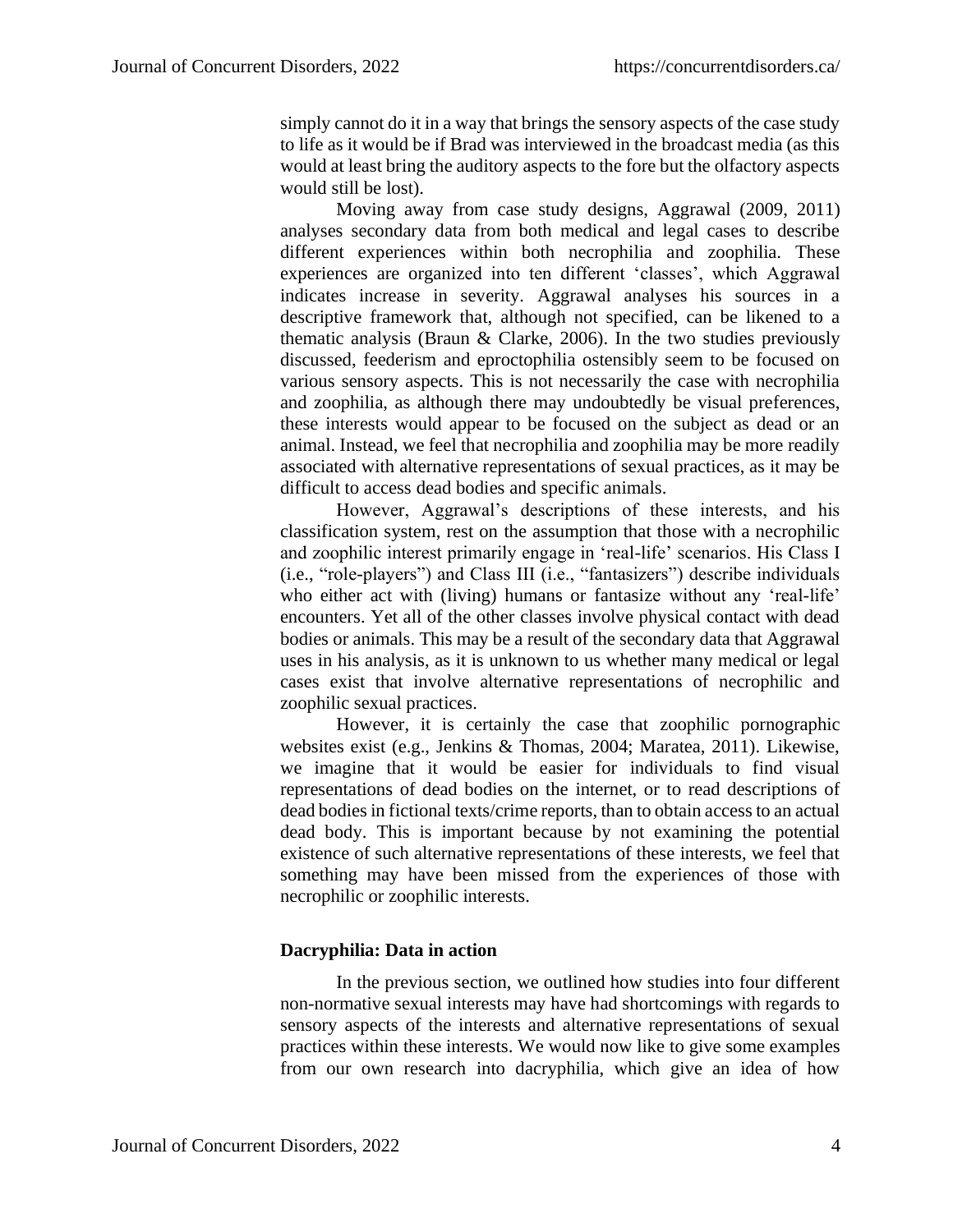simply cannot do it in a way that brings the sensory aspects of the case study to life as it would be if Brad was interviewed in the broadcast media (as this would at least bring the auditory aspects to the fore but the olfactory aspects would still be lost).

Moving away from case study designs, Aggrawal (2009, 2011) analyses secondary data from both medical and legal cases to describe different experiences within both necrophilia and zoophilia. These experiences are organized into ten different 'classes', which Aggrawal indicates increase in severity. Aggrawal analyses his sources in a descriptive framework that, although not specified, can be likened to a thematic analysis (Braun & Clarke, 2006). In the two studies previously discussed, feederism and eproctophilia ostensibly seem to be focused on various sensory aspects. This is not necessarily the case with necrophilia and zoophilia, as although there may undoubtedly be visual preferences, these interests would appear to be focused on the subject as dead or an animal. Instead, we feel that necrophilia and zoophilia may be more readily associated with alternative representations of sexual practices, as it may be difficult to access dead bodies and specific animals.

However, Aggrawal's descriptions of these interests, and his classification system, rest on the assumption that those with a necrophilic and zoophilic interest primarily engage in 'real-life' scenarios. His Class I (i.e., "role-players") and Class III (i.e., "fantasizers") describe individuals who either act with (living) humans or fantasize without any 'real-life' encounters. Yet all of the other classes involve physical contact with dead bodies or animals. This may be a result of the secondary data that Aggrawal uses in his analysis, as it is unknown to us whether many medical or legal cases exist that involve alternative representations of necrophilic and zoophilic sexual practices.

However, it is certainly the case that zoophilic pornographic websites exist (e.g., Jenkins & Thomas, 2004; Maratea, 2011). Likewise, we imagine that it would be easier for individuals to find visual representations of dead bodies on the internet, or to read descriptions of dead bodies in fictional texts/crime reports, than to obtain access to an actual dead body. This is important because by not examining the potential existence of such alternative representations of these interests, we feel that something may have been missed from the experiences of those with necrophilic or zoophilic interests.

### Dacryphilia: Data in action

In the previous section, we outlined how studies into four different non-normative sexual interests may have had shortcomings with regards to sensory aspects of the interests and alternative representations of sexual practices within these interests. We would now like to give some examples from our own research into dacryphilia, which give an idea of how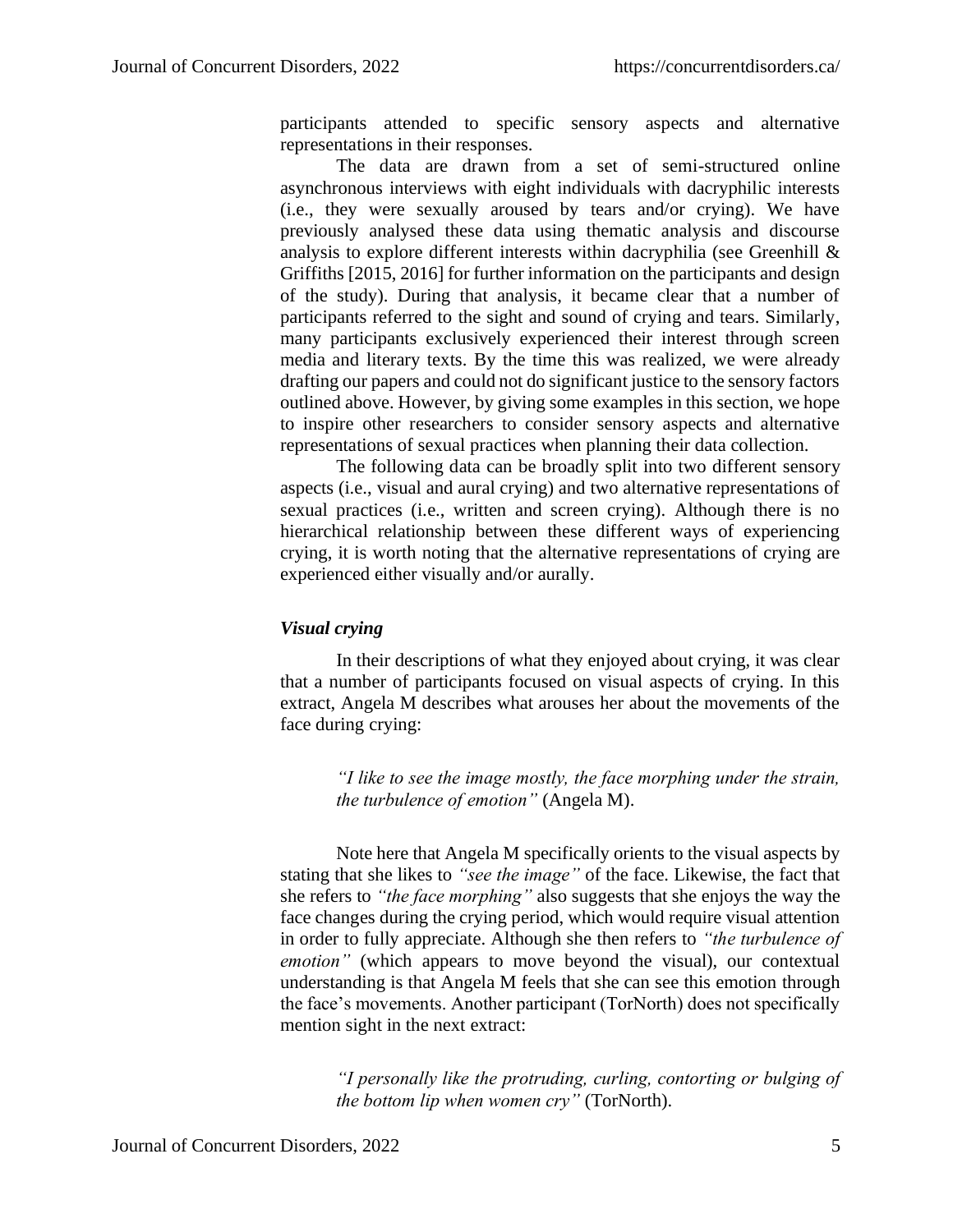participants attended to specific sensory aspects and alternative representations in their responses.

The data are drawn from a set of semi-structured online asynchronous interviews with eight individuals with dacryphilic interests (i.e., they were sexually aroused by tears and/or crying). We have previously analysed these data using thematic analysis and discourse analysis to explore different interests within dacryphilia (see Greenhill & Griffiths [2015, 2016] for further information on the participants and design of the study). During that analysis, it became clear that a number of participants referred to the sight and sound of crying and tears. Similarly, many participants exclusively experienced their interest through screen media and literary texts. By the time this was realized, we were already drafting our papers and could not do significant justice to the sensory factors outlined above. However, by giving some examples in this section, we hope to inspire other researchers to consider sensory aspects and alternative representations of sexual practices when planning their data collection.

The following data can be broadly split into two different sensory aspects (i.e., visual and aural crying) and two alternative representations of sexual practices (i.e., written and screen crying). Although there is no hierarchical relationship between these different ways of experiencing crying, it is worth noting that the alternative representations of crying are experienced either visually and/or aurally.

### *Visual crying*

In their descriptions of what they enjoyed about crying, it was clear that a number of participants focused on visual aspects of crying. In this extract, Angela M describes what arouses her about the movements of the face during crying:

> *"I like to see the image mostly, the face morphing under the strain, the turbulence of emotion"* (Angela M).

Note here that Angela M specifically orients to the visual aspects by stating that she likes to *"see the image"* of the face. Likewise, the fact that she refers to *"the face morphing"* also suggests that she enjoys the way the face changes during the crying period, which would require visual attention in order to fully appreciate. Although she then refers to *"the turbulence of emotion"* (which appears to move beyond the visual), our contextual understanding is that Angela M feels that she can see this emotion through the face's movements. Another participant (TorNorth) does not specifically mention sight in the next extract:

> *"I personally like the protruding, curling, contorting or bulging of the bottom lip when women cry"* (TorNorth).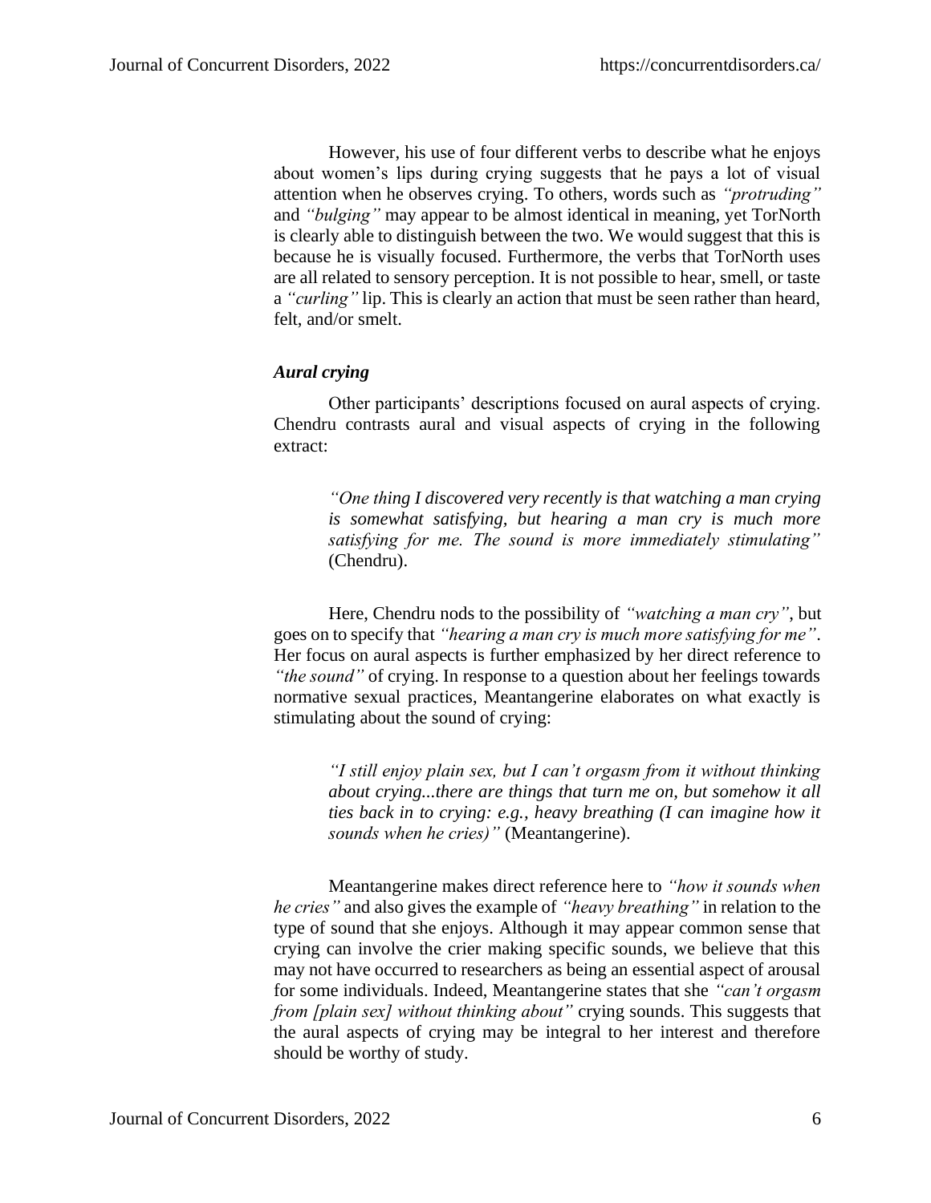However, his use of four different verbs to describe what he enjoys about women's lips during crying suggests that he pays a lot of visual attention when he observes crying. To others, words such as *"protruding"* and *"bulging"* may appear to be almost identical in meaning, yet TorNorth is clearly able to distinguish between the two. We would suggest that this is because he is visually focused. Furthermore, the verbs that TorNorth uses are all related to sensory perception. It is not possible to hear, smell, or taste a *"curling"* lip. This is clearly an action that must be seen rather than heard, felt, and/or smelt.

### *Aural crying*

Other participants' descriptions focused on aural aspects of crying. Chendru contrasts aural and visual aspects of crying in the following extract:

> *"One thing I discovered very recently is that watching a man crying is somewhat satisfying, but hearing a man cry is much more satisfying for me. The sound is more immediately stimulating"* (Chendru).

Here, Chendru nods to the possibility of *"watching a man cry"*, but goes on to specify that *"hearing a man cry is much more satisfying for me"*. Her focus on aural aspects is further emphasized by her direct reference to *"the sound"* of crying. In response to a question about her feelings towards normative sexual practices, Meantangerine elaborates on what exactly is stimulating about the sound of crying:

> *"I still enjoy plain sex, but I can't orgasm from it without thinking about crying...there are things that turn me on, but somehow it all ties back in to crying: e.g., heavy breathing (I can imagine how it sounds when he cries)"* (Meantangerine).

Meantangerine makes direct reference here to *"how it sounds when he cries"* and also gives the example of *"heavy breathing"* in relation to the type of sound that she enjoys. Although it may appear common sense that crying can involve the crier making specific sounds, we believe that this may not have occurred to researchers as being an essential aspect of arousal for some individuals. Indeed, Meantangerine states that she *"can't orgasm from [plain sex] without thinking about"* crying sounds. This suggests that the aural aspects of crying may be integral to her interest and therefore should be worthy of study.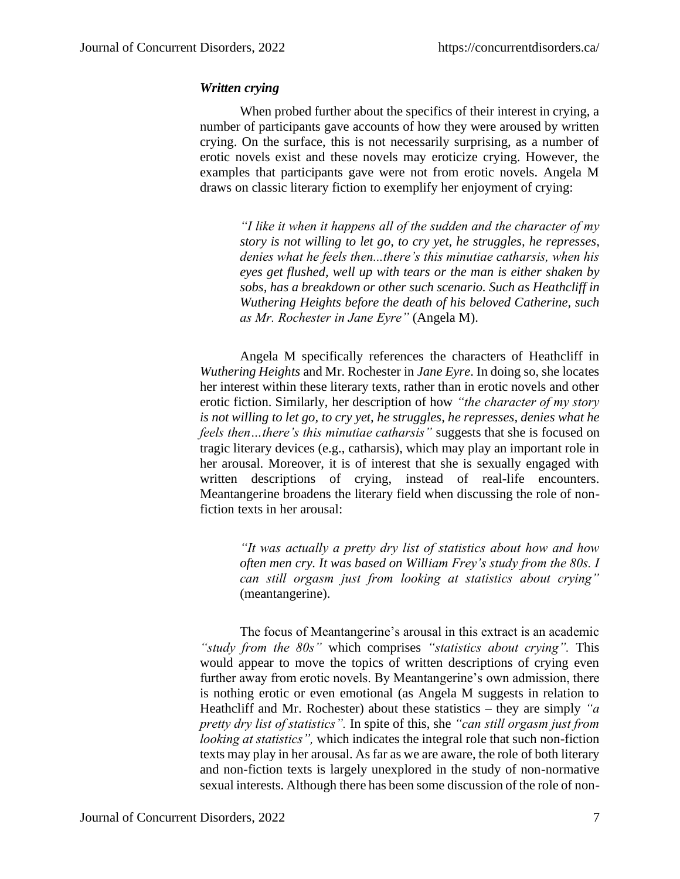### *Written crying*

When probed further about the specifics of their interest in crying, a number of participants gave accounts of how they were aroused by written crying. On the surface, this is not necessarily surprising, as a number of erotic novels exist and these novels may eroticize crying. However, the examples that participants gave were not from erotic novels. Angela M draws on classic literary fiction to exemplify her enjoyment of crying:

> *"I like it when it happens all of the sudden and the character of my story is not willing to let go, to cry yet, he struggles, he represses, denies what he feels then...there's this minutiae catharsis, when his eyes get flushed, well up with tears or the man is either shaken by sobs, has a breakdown or other such scenario. Such as Heathcliff in Wuthering Heights before the death of his beloved Catherine, such as Mr. Rochester in Jane Eyre"* (Angela M).

Angela M specifically references the characters of Heathcliff in *Wuthering Heights* and Mr. Rochester in *Jane Eyre*. In doing so, she locates her interest within these literary texts, rather than in erotic novels and other erotic fiction. Similarly, her description of how *"the character of my story is not willing to let go, to cry yet, he struggles, he represses, denies what he feels then…there's this minutiae catharsis"* suggests that she is focused on tragic literary devices (e.g., catharsis), which may play an important role in her arousal. Moreover, it is of interest that she is sexually engaged with written descriptions of crying, instead of real-life encounters. Meantangerine broadens the literary field when discussing the role of non-fiction texts in her arousal:

> *"It was actually a pretty dry list of statistics about how and how often men cry. It was based on William Frey's study from the 80s. I can still orgasm just from looking at statistics about crying"* (meantangerine).

The focus of Meantangerine's arousal in this extract is an academic *"study from the 80s"* which comprises *"statistics about crying".* This would appear to move the topics of written descriptions of crying even further away from erotic novels. By Meantangerine's own admission, there is nothing erotic or even emotional (as Angela M suggests in relation to Heathcliff and Mr. Rochester) about these statistics – they are simply *"a pretty dry list of statistics".* In spite of this, she *"can still orgasm just from looking at statistics",* which indicates the integral role that such non-fiction texts may play in her arousal. As far as we are aware, the role of both literary and non-fiction texts is largely unexplored in the study of non-normative sexual interests. Although there has been some discussion of the role of non-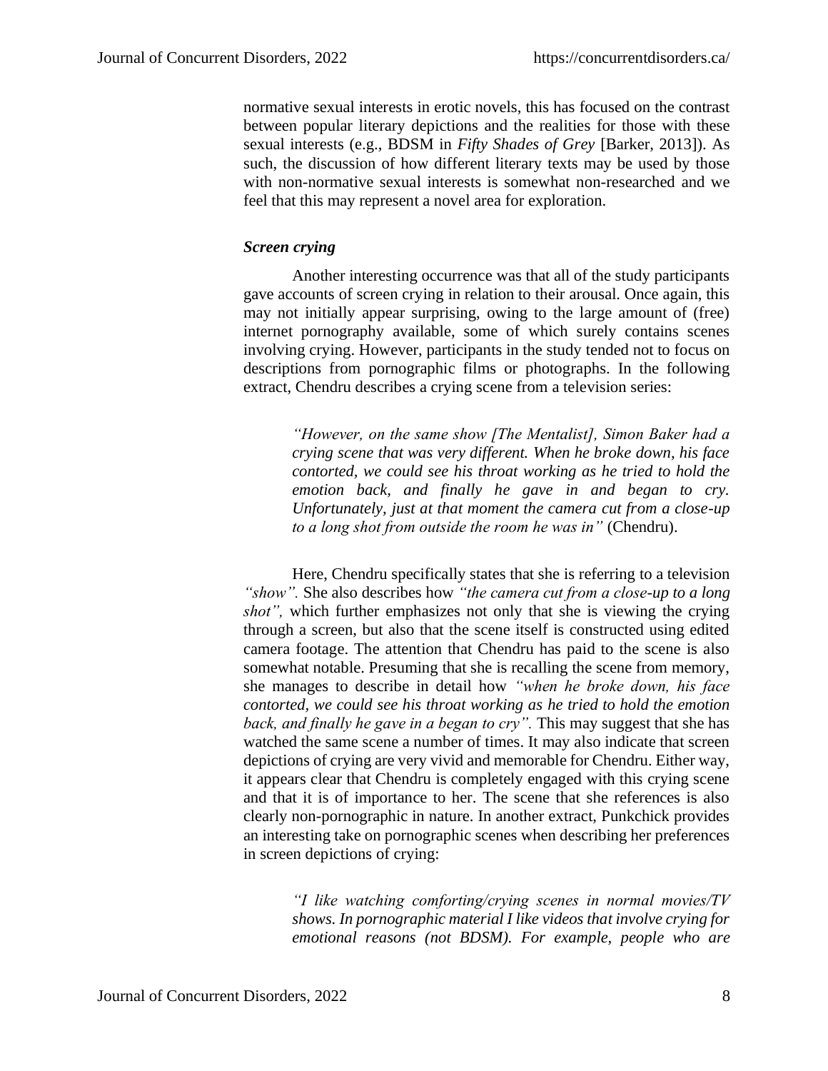normative sexual interests in erotic novels, this has focused on the contrast between popular literary depictions and the realities for those with these sexual interests (e.g., BDSM in *Fifty Shades of Grey* [Barker, 2013]). As such, the discussion of how different literary texts may be used by those with non-normative sexual interests is somewhat non-researched and we feel that this may represent a novel area for exploration.

### *Screen crying*

Another interesting occurrence was that all of the study participants gave accounts of screen crying in relation to their arousal. Once again, this may not initially appear surprising, owing to the large amount of (free) internet pornography available, some of which surely contains scenes involving crying. However, participants in the study tended not to focus on descriptions from pornographic films or photographs. In the following extract, Chendru describes a crying scene from a television series:

> *"However, on the same show [The Mentalist], Simon Baker had a crying scene that was very different. When he broke down, his face contorted, we could see his throat working as he tried to hold the emotion back, and finally he gave in and began to cry. Unfortunately, just at that moment the camera cut from a close-up to a long shot from outside the room he was in"* (Chendru).

Here, Chendru specifically states that she is referring to a television *"show".* She also describes how *"the camera cut from a close-up to a long shot",* which further emphasizes not only that she is viewing the crying through a screen, but also that the scene itself is constructed using edited camera footage. The attention that Chendru has paid to the scene is also somewhat notable. Presuming that she is recalling the scene from memory, she manages to describe in detail how *"when he broke down, his face contorted, we could see his throat working as he tried to hold the emotion back, and finally he gave in a began to cry".* This may suggest that she has watched the same scene a number of times. It may also indicate that screen depictions of crying are very vivid and memorable for Chendru. Either way, it appears clear that Chendru is completely engaged with this crying scene and that it is of importance to her. The scene that she references is also clearly non-pornographic in nature. In another extract, Punkchick provides an interesting take on pornographic scenes when describing her preferences in screen depictions of crying:

> *"I like watching comforting/crying scenes in normal movies/TV shows. In pornographic material I like videos that involve crying for emotional reasons (not BDSM). For example, people who are*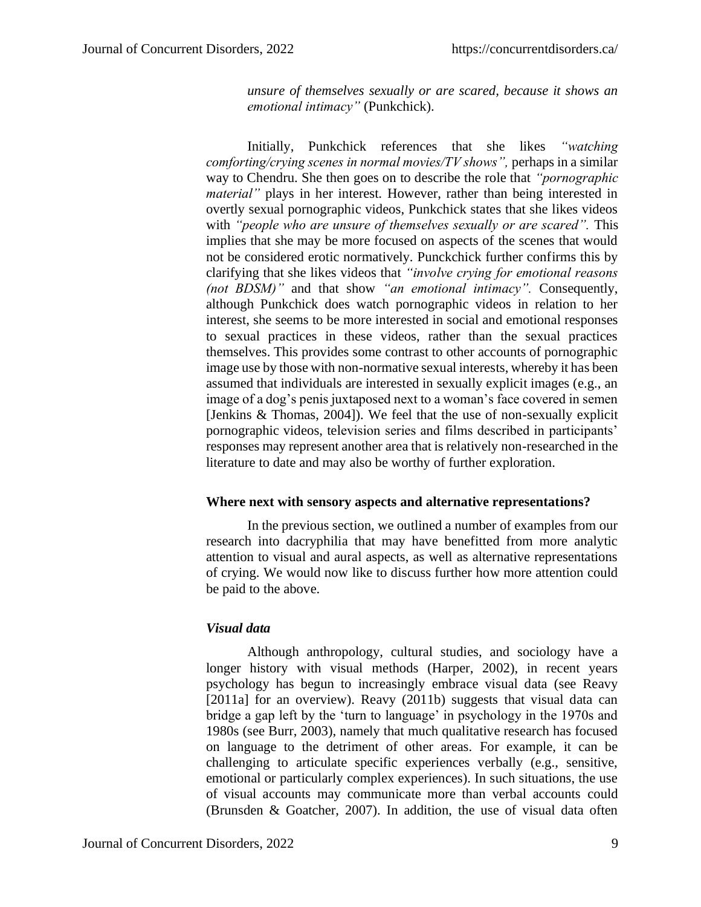> *unsure of themselves sexually or are scared, because it shows an emotional intimacy"* (Punkchick).

Initially, Punkchick references that she likes *"watching comforting/crying scenes in normal movies/TV shows",* perhaps in a similar way to Chendru. She then goes on to describe the role that *"pornographic material"* plays in her interest. However, rather than being interested in overtly sexual pornographic videos, Punkchick states that she likes videos with *"people who are unsure of themselves sexually or are scared".* This implies that she may be more focused on aspects of the scenes that would not be considered erotic normatively. Punckchick further confirms this by clarifying that she likes videos that *"involve crying for emotional reasons (not BDSM)"* and that show *"an emotional intimacy".* Consequently, although Punkchick does watch pornographic videos in relation to her interest, she seems to be more interested in social and emotional responses to sexual practices in these videos, rather than the sexual practices themselves. This provides some contrast to other accounts of pornographic image use by those with non-normative sexual interests, whereby it has been assumed that individuals are interested in sexually explicit images (e.g., an image of a dog's penis juxtaposed next to a woman's face covered in semen [Jenkins & Thomas, 2004]). We feel that the use of non-sexually explicit pornographic videos, television series and films described in participants' responses may represent another area that is relatively non-researched in the literature to date and may also be worthy of further exploration.

**Where next with sensory aspects and alternative representations?**

In the previous section, we outlined a number of examples from our research into dacryphilia that may have benefitted from more analytic attention to visual and aural aspects, as well as alternative representations of crying. We would now like to discuss further how more attention could be paid to the above.

***Visual data***

Although anthropology, cultural studies, and sociology have a longer history with visual methods (Harper, 2002), in recent years psychology has begun to increasingly embrace visual data (see Reavy [2011a] for an overview). Reavy (2011b) suggests that visual data can bridge a gap left by the 'turn to language' in psychology in the 1970s and 1980s (see Burr, 2003), namely that much qualitative research has focused on language to the detriment of other areas. For example, it can be challenging to articulate specific experiences verbally (e.g., sensitive, emotional or particularly complex experiences). In such situations, the use of visual accounts may communicate more than verbal accounts could (Brunsden & Goatcher, 2007). In addition, the use of visual data often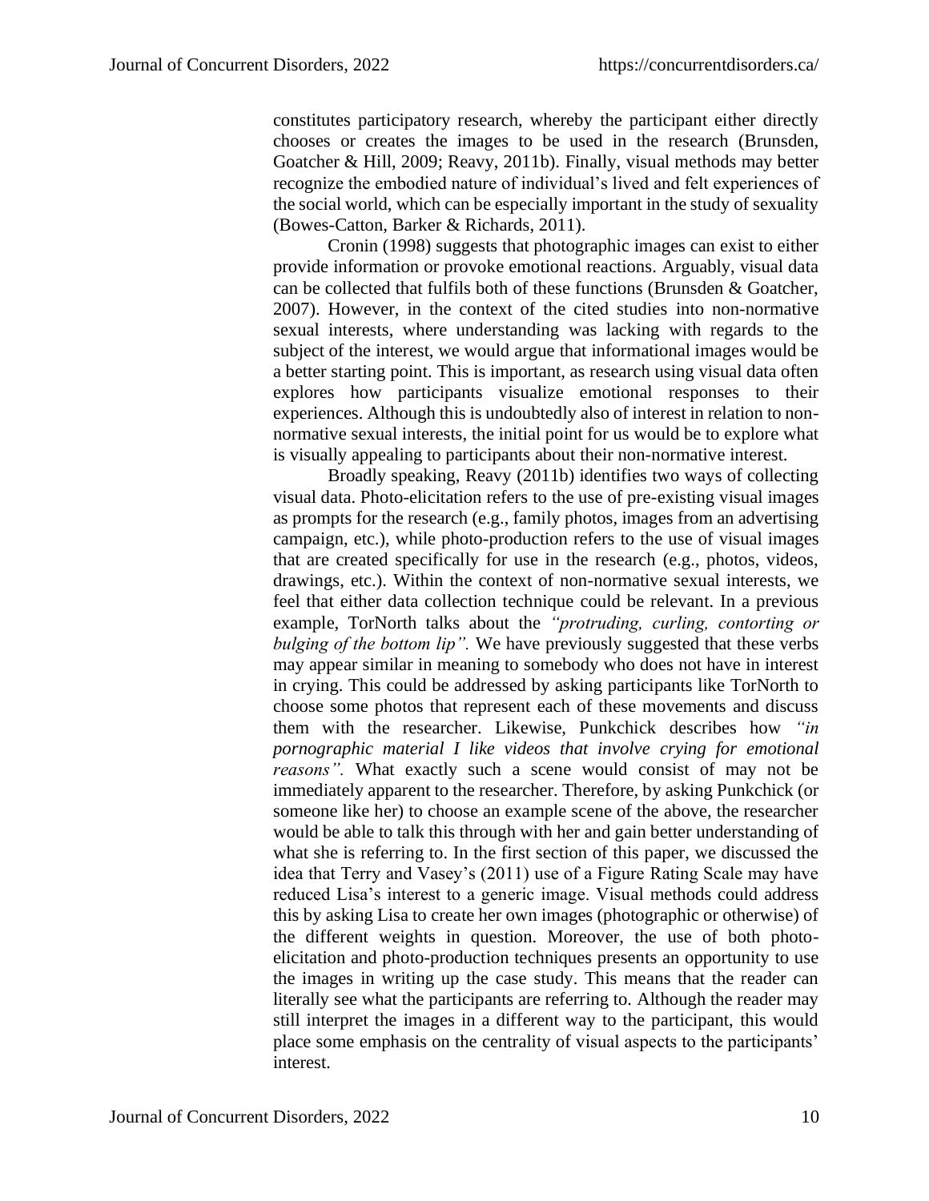constitutes participatory research, whereby the participant either directly chooses or creates the images to be used in the research (Brunsden, Goatcher & Hill, 2009; Reavy, 2011b). Finally, visual methods may better recognize the embodied nature of individual's lived and felt experiences of the social world, which can be especially important in the study of sexuality (Bowes-Catton, Barker & Richards, 2011).

Cronin (1998) suggests that photographic images can exist to either provide information or provoke emotional reactions. Arguably, visual data can be collected that fulfils both of these functions (Brunsden & Goatcher, 2007). However, in the context of the cited studies into non-normative sexual interests, where understanding was lacking with regards to the subject of the interest, we would argue that informational images would be a better starting point. This is important, as research using visual data often explores how participants visualize emotional responses to their experiences. Although this is undoubtedly also of interest in relation to non-normative sexual interests, the initial point for us would be to explore what is visually appealing to participants about their non-normative interest.

Broadly speaking, Reavy (2011b) identifies two ways of collecting visual data. Photo-elicitation refers to the use of pre-existing visual images as prompts for the research (e.g., family photos, images from an advertising campaign, etc.), while photo-production refers to the use of visual images that are created specifically for use in the research (e.g., photos, videos, drawings, etc.). Within the context of non-normative sexual interests, we feel that either data collection technique could be relevant. In a previous example, TorNorth talks about the *"protruding, curling, contorting or bulging of the bottom lip".* We have previously suggested that these verbs may appear similar in meaning to somebody who does not have in interest in crying. This could be addressed by asking participants like TorNorth to choose some photos that represent each of these movements and discuss them with the researcher. Likewise, Punkchick describes how *"in pornographic material I like videos that involve crying for emotional reasons".* What exactly such a scene would consist of may not be immediately apparent to the researcher. Therefore, by asking Punkchick (or someone like her) to choose an example scene of the above, the researcher would be able to talk this through with her and gain better understanding of what she is referring to. In the first section of this paper, we discussed the idea that Terry and Vasey's (2011) use of a Figure Rating Scale may have reduced Lisa's interest to a generic image. Visual methods could address this by asking Lisa to create her own images (photographic or otherwise) of the different weights in question. Moreover, the use of both photo-elicitation and photo-production techniques presents an opportunity to use the images in writing up the case study. This means that the reader can literally see what the participants are referring to. Although the reader may still interpret the images in a different way to the participant, this would place some emphasis on the centrality of visual aspects to the participants' interest.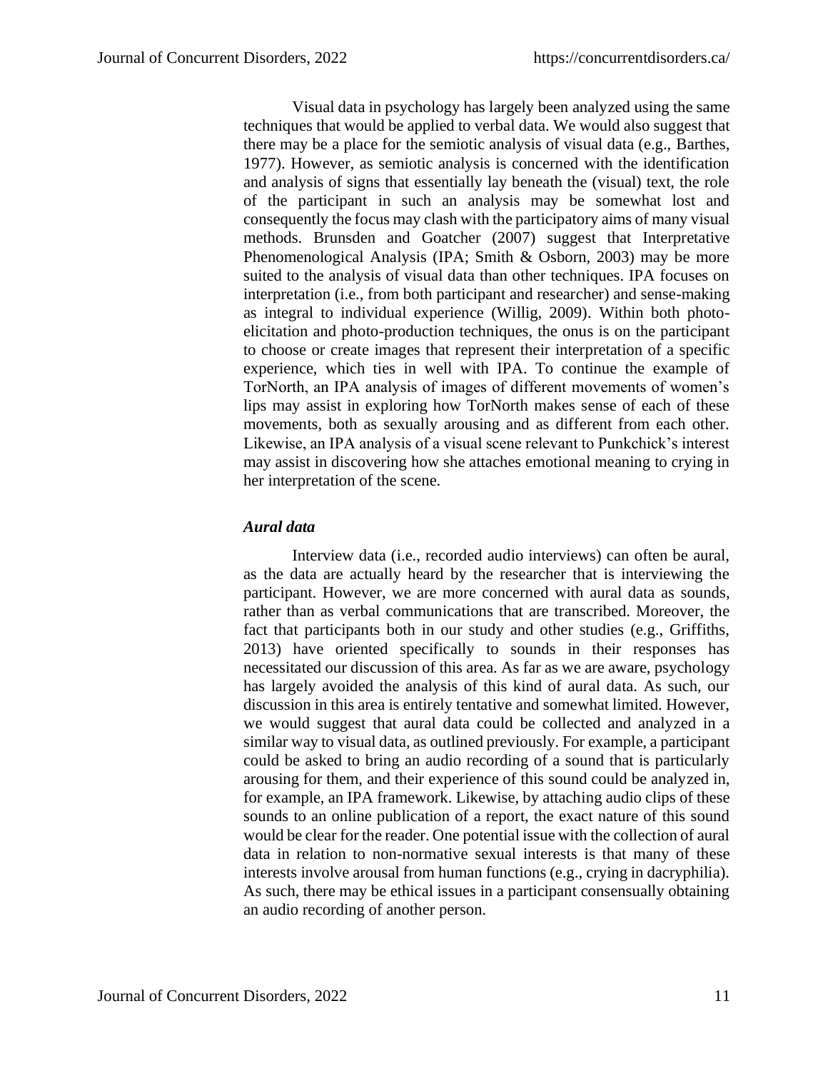Visual data in psychology has largely been analyzed using the same techniques that would be applied to verbal data. We would also suggest that there may be a place for the semiotic analysis of visual data (e.g., Barthes, 1977). However, as semiotic analysis is concerned with the identification and analysis of signs that essentially lay beneath the (visual) text, the role of the participant in such an analysis may be somewhat lost and consequently the focus may clash with the participatory aims of many visual methods. Brunsden and Goatcher (2007) suggest that Interpretative Phenomenological Analysis (IPA; Smith & Osborn, 2003) may be more suited to the analysis of visual data than other techniques. IPA focuses on interpretation (i.e., from both participant and researcher) and sense-making as integral to individual experience (Willig, 2009). Within both photo-elicitation and photo-production techniques, the onus is on the participant to choose or create images that represent their interpretation of a specific experience, which ties in well with IPA. To continue the example of TorNorth, an IPA analysis of images of different movements of women's lips may assist in exploring how TorNorth makes sense of each of these movements, both as sexually arousing and as different from each other. Likewise, an IPA analysis of a visual scene relevant to Punkchick's interest may assist in discovering how she attaches emotional meaning to crying in her interpretation of the scene.

### *Aural data*

Interview data (i.e., recorded audio interviews) can often be aural, as the data are actually heard by the researcher that is interviewing the participant. However, we are more concerned with aural data as sounds, rather than as verbal communications that are transcribed. Moreover, the fact that participants both in our study and other studies (e.g., Griffiths, 2013) have oriented specifically to sounds in their responses has necessitated our discussion of this area. As far as we are aware, psychology has largely avoided the analysis of this kind of aural data. As such, our discussion in this area is entirely tentative and somewhat limited. However, we would suggest that aural data could be collected and analyzed in a similar way to visual data, as outlined previously. For example, a participant could be asked to bring an audio recording of a sound that is particularly arousing for them, and their experience of this sound could be analyzed in, for example, an IPA framework. Likewise, by attaching audio clips of these sounds to an online publication of a report, the exact nature of this sound would be clear for the reader. One potential issue with the collection of aural data in relation to non-normative sexual interests is that many of these interests involve arousal from human functions (e.g., crying in dacryphilia). As such, there may be ethical issues in a participant consensually obtaining an audio recording of another person.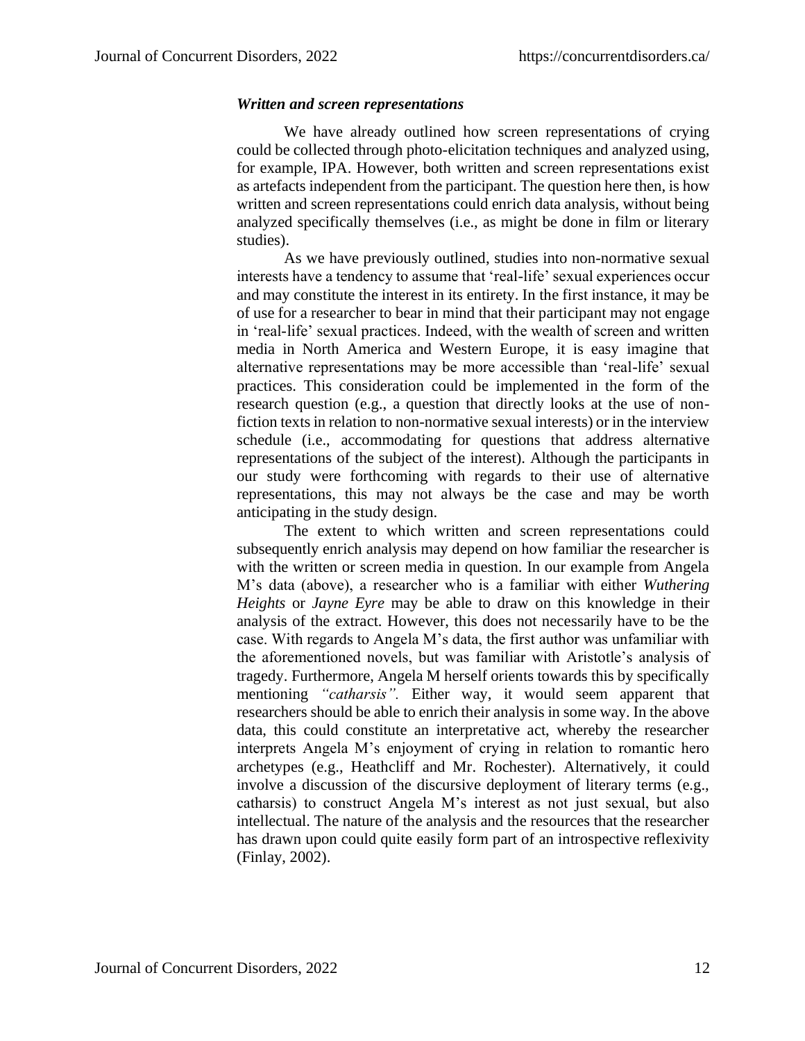### *Written and screen representations*

We have already outlined how screen representations of crying could be collected through photo-elicitation techniques and analyzed using, for example, IPA. However, both written and screen representations exist as artefacts independent from the participant. The question here then, is how written and screen representations could enrich data analysis, without being analyzed specifically themselves (i.e., as might be done in film or literary studies).

As we have previously outlined, studies into non-normative sexual interests have a tendency to assume that 'real-life' sexual experiences occur and may constitute the interest in its entirety. In the first instance, it may be of use for a researcher to bear in mind that their participant may not engage in 'real-life' sexual practices. Indeed, with the wealth of screen and written media in North America and Western Europe, it is easy imagine that alternative representations may be more accessible than 'real-life' sexual practices. This consideration could be implemented in the form of the research question (e.g., a question that directly looks at the use of non-fiction texts in relation to non-normative sexual interests) or in the interview schedule (i.e., accommodating for questions that address alternative representations of the subject of the interest). Although the participants in our study were forthcoming with regards to their use of alternative representations, this may not always be the case and may be worth anticipating in the study design.

The extent to which written and screen representations could subsequently enrich analysis may depend on how familiar the researcher is with the written or screen media in question. In our example from Angela M's data (above), a researcher who is a familiar with either *Wuthering Heights* or *Jayne Eyre* may be able to draw on this knowledge in their analysis of the extract. However, this does not necessarily have to be the case. With regards to Angela M's data, the first author was unfamiliar with the aforementioned novels, but was familiar with Aristotle's analysis of tragedy. Furthermore, Angela M herself orients towards this by specifically mentioning *"catharsis".* Either way, it would seem apparent that researchers should be able to enrich their analysis in some way. In the above data, this could constitute an interpretative act, whereby the researcher interprets Angela M's enjoyment of crying in relation to romantic hero archetypes (e.g., Heathcliff and Mr. Rochester). Alternatively, it could involve a discussion of the discursive deployment of literary terms (e.g., catharsis) to construct Angela M's interest as not just sexual, but also intellectual. The nature of the analysis and the resources that the researcher has drawn upon could quite easily form part of an introspective reflexivity (Finlay, 2002).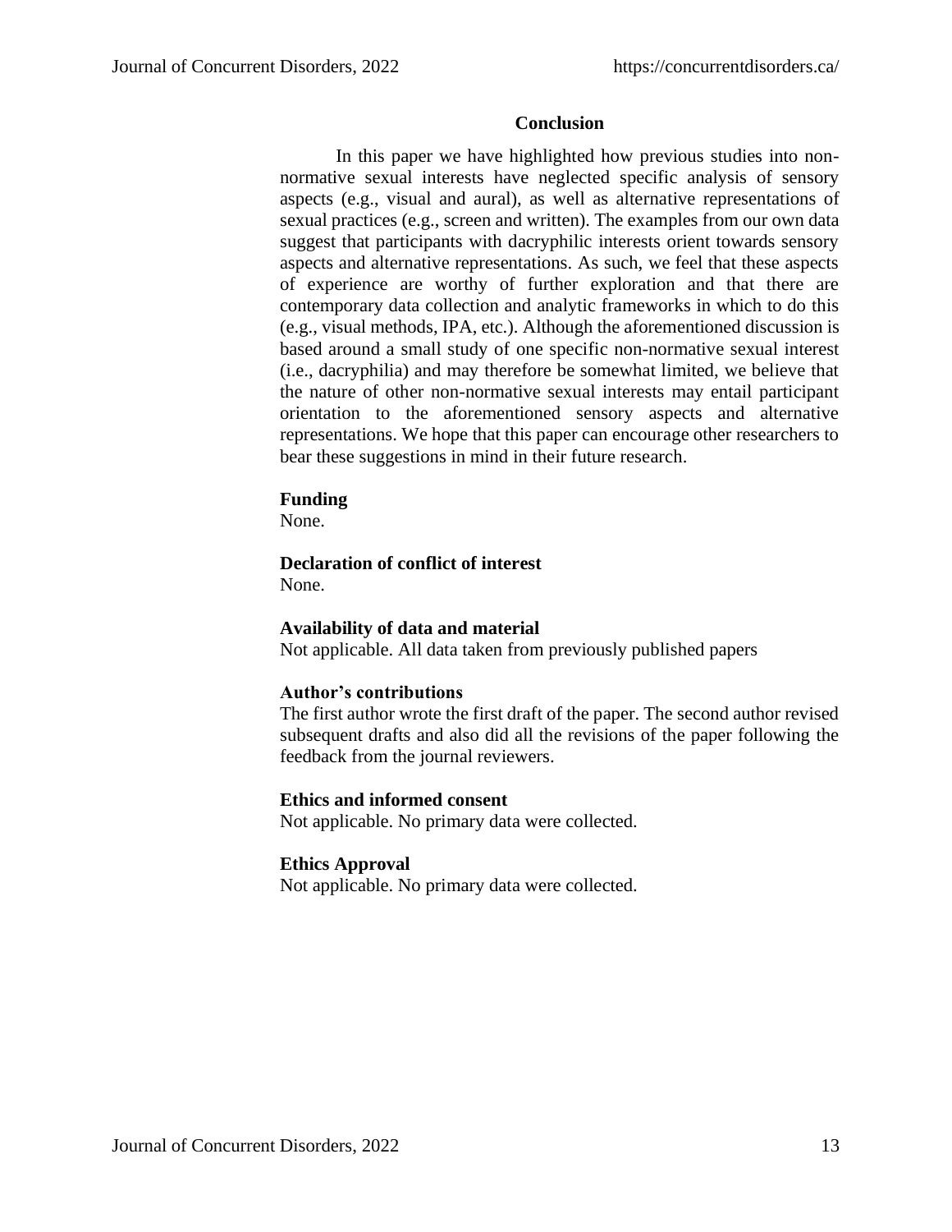## Conclusion

In this paper we have highlighted how previous studies into non-normative sexual interests have neglected specific analysis of sensory aspects (e.g., visual and aural), as well as alternative representations of sexual practices (e.g., screen and written). The examples from our own data suggest that participants with dacryphilic interests orient towards sensory aspects and alternative representations. As such, we feel that these aspects of experience are worthy of further exploration and that there are contemporary data collection and analytic frameworks in which to do this (e.g., visual methods, IPA, etc.). Although the aforementioned discussion is based around a small study of one specific non-normative sexual interest (i.e., dacryphilia) and may therefore be somewhat limited, we believe that the nature of other non-normative sexual interests may entail participant orientation to the aforementioned sensory aspects and alternative representations. We hope that this paper can encourage other researchers to bear these suggestions in mind in their future research.

**Funding**

None.

**Declaration of conflict of interest**

None.

**Availability of data and material**

Not applicable. All data taken from previously published papers

**Author's contributions**

The first author wrote the first draft of the paper. The second author revised subsequent drafts and also did all the revisions of the paper following the feedback from the journal reviewers.

**Ethics and informed consent**

Not applicable. No primary data were collected.

**Ethics Approval**

Not applicable. No primary data were collected.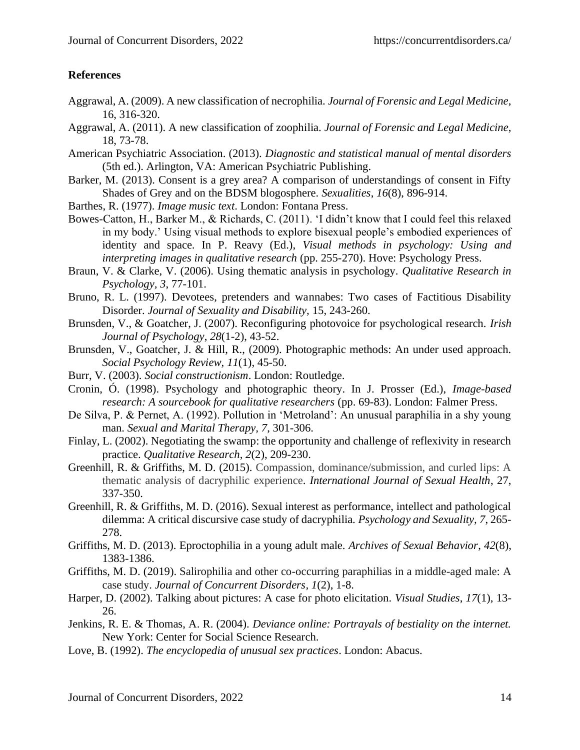## References

Aggrawal, A. (2009). A new classification of necrophilia. *Journal of Forensic and Legal Medicine*, 16, 316-320.

Aggrawal, A. (2011). A new classification of zoophilia. *Journal of Forensic and Legal Medicine*, 18, 73-78.

American Psychiatric Association. (2013). *Diagnostic and statistical manual of mental disorders* (5th ed.). Arlington, VA: American Psychiatric Publishing.

Barker, M. (2013). Consent is a grey area? A comparison of understandings of consent in Fifty Shades of Grey and on the BDSM blogosphere. *Sexualities*, *16*(8), 896-914.

Barthes, R. (1977). *Image music text*. London: Fontana Press.

Bowes-Catton, H., Barker M., & Richards, C. (2011). 'I didn't know that I could feel this relaxed in my body.' Using visual methods to explore bisexual people's embodied experiences of identity and space. In P. Reavy (Ed.), *Visual methods in psychology: Using and interpreting images in qualitative research* (pp. 255-270). Hove: Psychology Press.

Braun, V. & Clarke, V. (2006). Using thematic analysis in psychology. *Qualitative Research in Psychology*, *3*, 77-101.

Bruno, R. L. (1997). Devotees, pretenders and wannabes: Two cases of Factitious Disability Disorder. *Journal of Sexuality and Disability*, 15, 243-260.

Brunsden, V., & Goatcher, J. (2007). Reconfiguring photovoice for psychological research. *Irish Journal of Psychology*, *28*(1-2), 43-52.

Brunsden, V., Goatcher, J. & Hill, R., (2009). Photographic methods: An under used approach. *Social Psychology Review*, *11*(1), 45-50.

Burr, V. (2003). *Social constructionism*. London: Routledge.

Cronin, Ó. (1998). Psychology and photographic theory. In J. Prosser (Ed.), *Image-based research: A sourcebook for qualitative researchers* (pp. 69-83). London: Falmer Press.

De Silva, P. & Pernet, A. (1992). Pollution in 'Metroland': An unusual paraphilia in a shy young man. *Sexual and Marital Therapy*, *7*, 301-306.

Finlay, L. (2002). Negotiating the swamp: the opportunity and challenge of reflexivity in research practice. *Qualitative Research*, *2*(2), 209-230.

Greenhill, R. & Griffiths, M. D. (2015). Compassion, dominance/submission, and curled lips: A thematic analysis of dacryphilic experience. *International Journal of Sexual Health*, 27, 337-350.

Greenhill, R. & Griffiths, M. D. (2016). Sexual interest as performance, intellect and pathological dilemma: A critical discursive case study of dacryphilia. *Psychology and Sexuality*, *7*, 265-278.

Griffiths, M. D. (2013). Eproctophilia in a young adult male. *Archives of Sexual Behavior*, *42*(8), 1383-1386.

Griffiths, M. D. (2019). Salirophilia and other co-occurring paraphilias in a middle-aged male: A case study. *Journal of Concurrent Disorders*, *1*(2), 1-8.

Harper, D. (2002). Talking about pictures: A case for photo elicitation. *Visual Studies*, *17*(1), 13-26.

Jenkins, R. E. & Thomas, A. R. (2004). *Deviance online: Portrayals of bestiality on the internet.* New York: Center for Social Science Research.

Love, B. (1992). *The encyclopedia of unusual sex practices*. London: Abacus.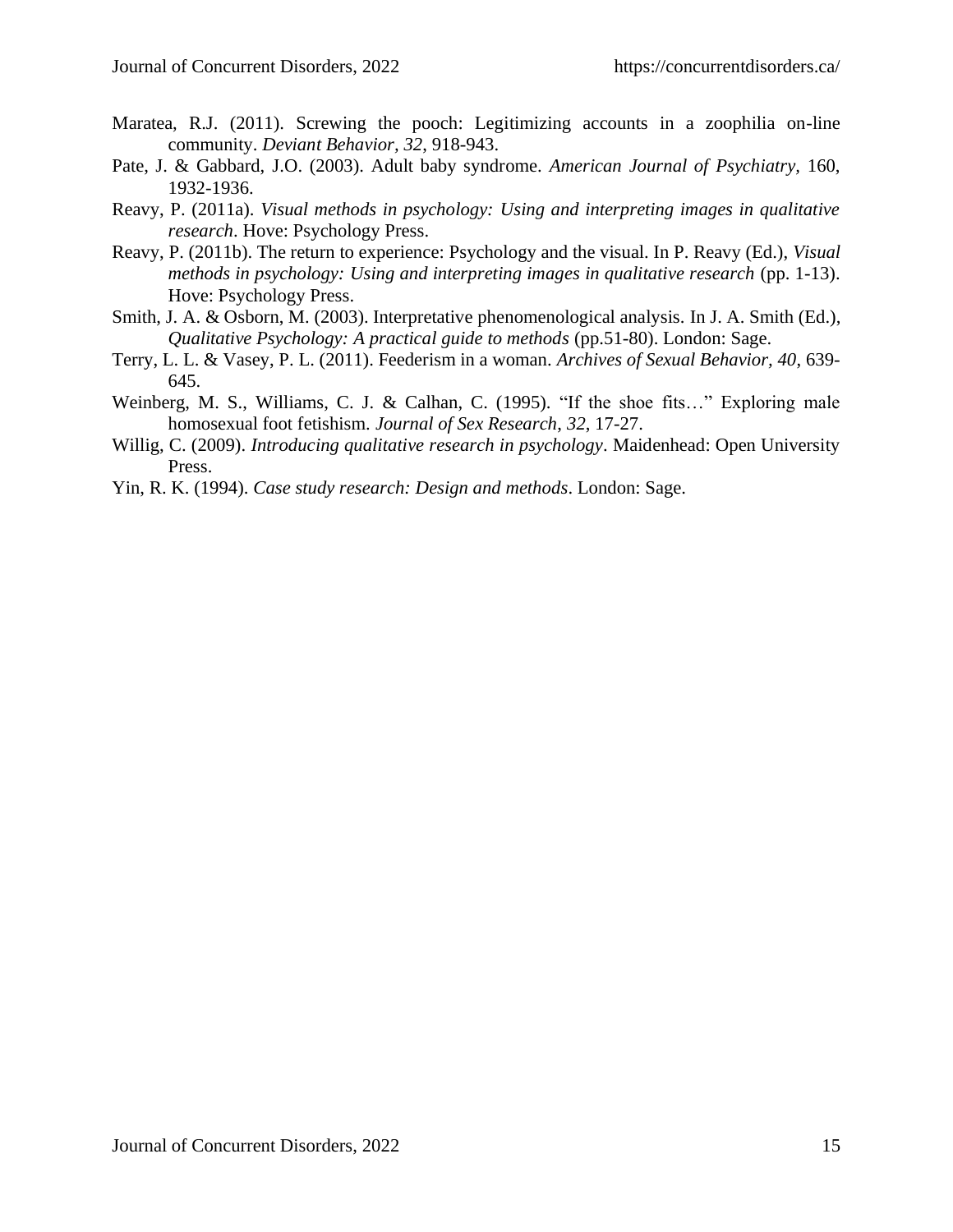Maratea, R.J. (2011). Screwing the pooch: Legitimizing accounts in a zoophilia on-line community. *Deviant Behavior, 32*, 918-943.

Pate, J. & Gabbard, J.O. (2003). Adult baby syndrome. *American Journal of Psychiatry*, 160, 1932-1936.

Reavy, P. (2011a). *Visual methods in psychology: Using and interpreting images in qualitative research*. Hove: Psychology Press.

Reavy, P. (2011b). The return to experience: Psychology and the visual. In P. Reavy (Ed.), *Visual methods in psychology: Using and interpreting images in qualitative research* (pp. 1-13). Hove: Psychology Press.

Smith, J. A. & Osborn, M. (2003). Interpretative phenomenological analysis. In J. A. Smith (Ed.), *Qualitative Psychology: A practical guide to methods* (pp.51-80). London: Sage.

Terry, L. L. & Vasey, P. L. (2011). Feederism in a woman. *Archives of Sexual Behavior, 40*, 639-645.

Weinberg, M. S., Williams, C. J. & Calhan, C. (1995). "If the shoe fits…" Exploring male homosexual foot fetishism. *Journal of Sex Research*, *32*, 17-27.

Willig, C. (2009). *Introducing qualitative research in psychology*. Maidenhead: Open University Press.

Yin, R. K. (1994). *Case study research: Design and methods*. London: Sage.